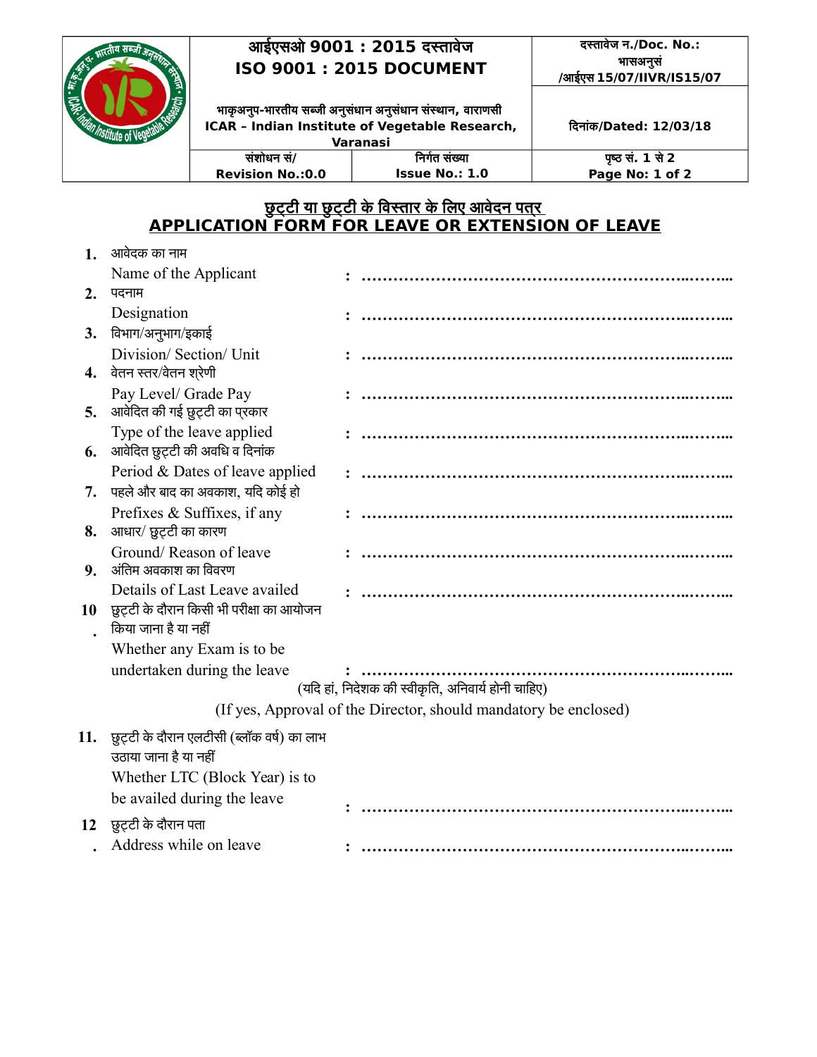| | आईएसओ 9001 : 2015 दस्तावेज<br>**ISO 9001 : 2015 DOCUMENT** | | दस्तावेज न./Doc. No.: भासअनुसं /आईएस 15/07/IIVR/IS15/07 |
|---|---|---|---|
| | भाकृअनुप-भारतीय सब्जी अनुसंधान अनुसंधान संस्थान, वाराणसी<br>**ICAR – Indian Institute of Vegetable Research, Varanasi** | | दिनांक/Dated: 12/03/18 |
| | संशोधन सं/<br>Revision No.:0.0 | निर्गत संख्या<br>Issue No.: 1.0 | पृष्ठ सं. 1 से 2<br>Page No: 1 of 2 |

## छुट्टी या छुट्टी के विस्तार के लिए आवेदन पत्र
## APPLICATION FORM FOR LEAVE OR EXTENSION OF LEAVE

1. आवेदक का नाम
   Name of the Applicant : …………………………………………………………

2. पदनाम
   Designation : …………………………………………………………

3. विभाग/अनुभाग/इकाई
   Division/ Section/ Unit : …………………………………………………………

4. वेतन स्तर/वेतन श्रेणी
   Pay Level/ Grade Pay : …………………………………………………………

5. आवेदित की गई छुट्टी का प्रकार
   Type of the leave applied : …………………………………………………………

6. आवेदित छुट्टी की अवधि व दिनांक
   Period & Dates of leave applied : …………………………………………………………

7. पहले और बाद का अवकाश, यदि कोई हो
   Prefixes & Suffixes, if any : …………………………………………………………

8. आधार/ छुट्टी का कारण
   Ground/ Reason of leave : …………………………………………………………

9. अंतिम अवकाश का विवरण
   Details of Last Leave availed : …………………………………………………………

10. छुट्टी के दौरान किसी भी परीक्षा का आयोजन किया जाना है या नहीं
    Whether any Exam is to be undertaken during the leave : …………………………………………………………
    (यदि हां, निदेशक की स्वीकृति, अनिवार्य होनी चाहिए)
    (If yes, Approval of the Director, should mandatory be enclosed)

11. छुट्टी के दौरान एलटीसी (ब्लॉक वर्ष) का लाभ उठाया जाना है या नहीं
    Whether LTC (Block Year) is to be availed during the leave : …………………………………………………………

12. छुट्टी के दौरान पता
    Address while on leave : …………………………………………………………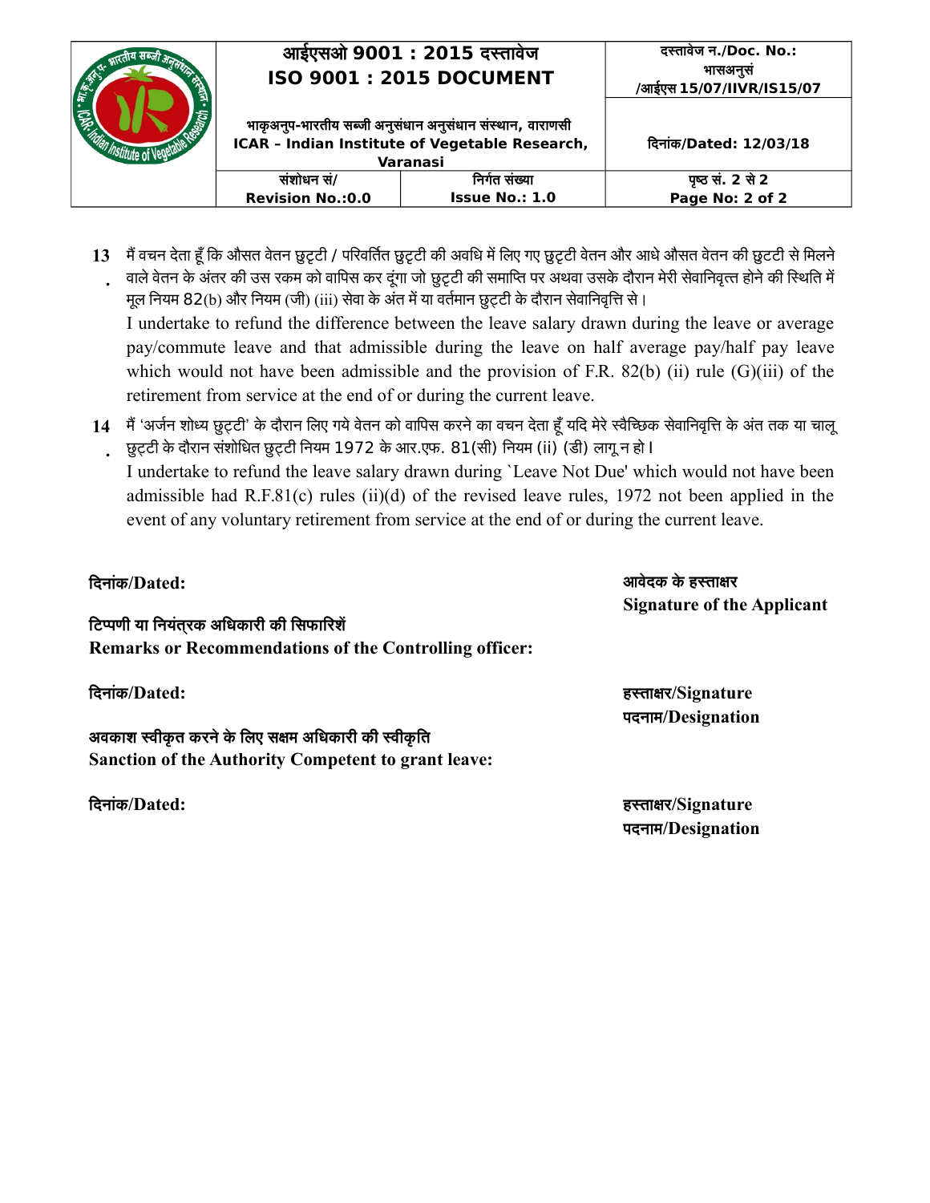13. मैं वचन देता हूँ कि औसत वेतन छुट्टी / परिवर्तित छुट्टी की अवधि में लिए गए छुट्टी वेतन और आधे औसत वेतन की छुटटी से मिलने वाले वेतन के अंतर की उस रकम को वापिस कर दूंगा जो छुट्टी की समाप्ति पर अथवा उसके दौरान मेरी सेवानिवृत्त होने की स्थिति में मूल नियम 82(b) और नियम (जी) (iii) सेवा के अंत में या वर्तमान छुट्टी के दौरान सेवानिवृत्ति से।

    I undertake to refund the difference between the leave salary drawn during the leave or average pay/commute leave and that admissible during the leave on half average pay/half pay leave which would not have been admissible and the provision of F.R. 82(b) (ii) rule (G)(iii) of the retirement from service at the end of or during the current leave.

14. मैं 'अर्जन शोध्य छुट्टी' के दौरान लिए गये वेतन को वापिस करने का वचन देता हूँ यदि मेरे स्वैच्छिक सेवानिवृत्ति के अंत तक या चालू छुट्टी के दौरान संशोधित छुट्टी नियम 1972 के आर.एफ. 81(सी) नियम (ii) (डी) लागू न हो।

    I undertake to refund the leave salary drawn during `Leave Not Due' which would not have been admissible had R.F.81(c) rules (ii)(d) of the revised leave rules, 1972 not been applied in the event of any voluntary retirement from service at the end of or during the current leave.

**दिनांक/Dated:**

**आवेदक के हस्ताक्षर**
**Signature of the Applicant**

**टिप्पणी या नियंत्रक अधिकारी की सिफारिशें**
**Remarks or Recommendations of the Controlling officer:**

**दिनांक/Dated:**

**हस्ताक्षर/Signature**
**पदनाम/Designation**

**अवकाश स्वीकृत करने के लिए सक्षम अधिकारी की स्वीकृति**
**Sanction of the Authority Competent to grant leave:**

**दिनांक/Dated:**

**हस्ताक्षर/Signature**
**पदनाम/Designation**